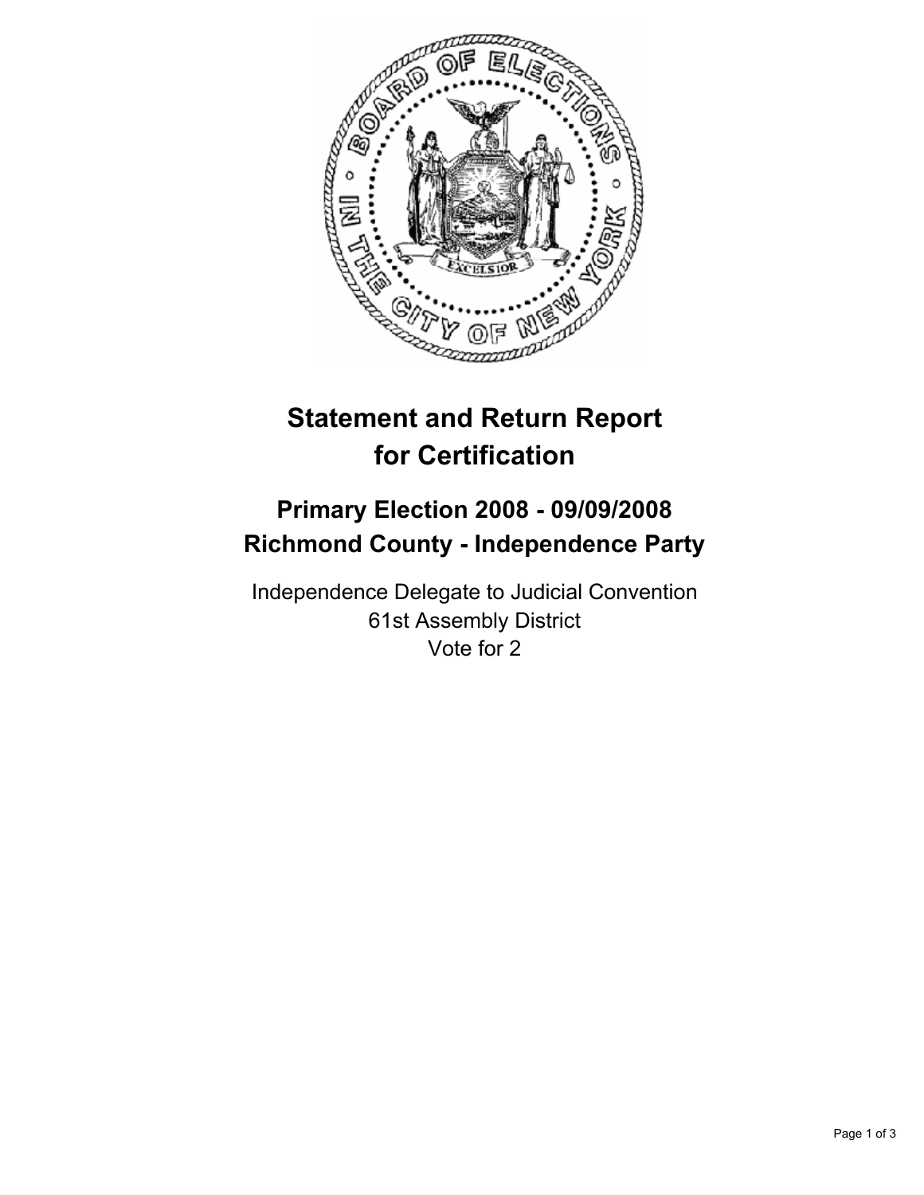# Statement and Return Report for Certification

## Primary Election 2008 - 09/09/2008
## Richmond County - Independence Party

Independence Delegate to Judicial Convention
61st Assembly District
Vote for 2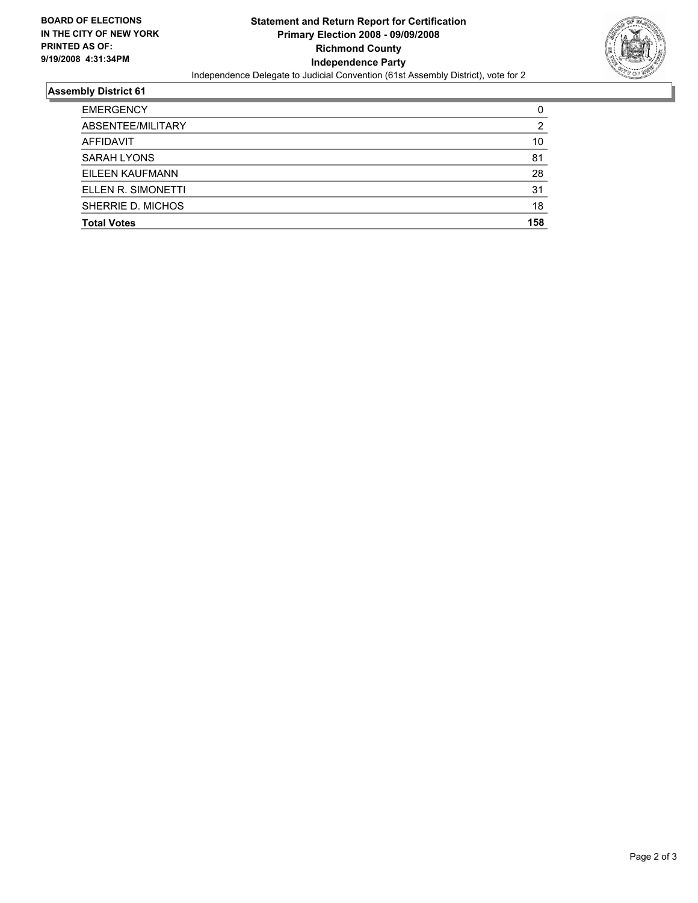**BOARD OF ELECTIONS IN THE CITY OF NEW YORK PRINTED AS OF: 9/19/2008 4:31:34PM**

# Statement and Return Report for Certification
## Primary Election 2008 - 09/09/2008
## Richmond County
## Independence Party

Independence Delegate to Judicial Convention (61st Assembly District), vote for 2

### Assembly District 61

| | |
|---|---|
| EMERGENCY | 0 |
| ABSENTEE/MILITARY | 2 |
| AFFIDAVIT | 10 |
| SARAH LYONS | 81 |
| EILEEN KAUFMANN | 28 |
| ELLEN R. SIMONETTI | 31 |
| SHERRIE D. MICHOS | 18 |
| **Total Votes** | **158** |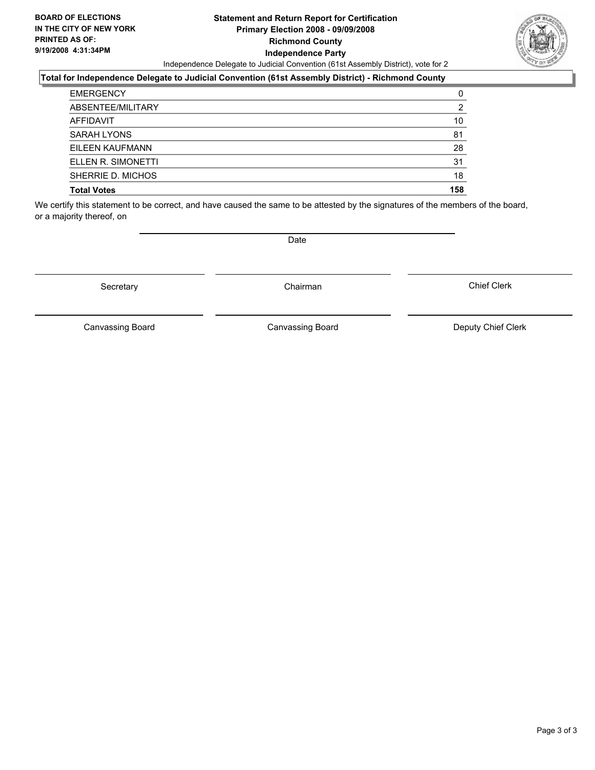**BOARD OF ELECTIONS IN THE CITY OF NEW YORK PRINTED AS OF: 9/19/2008 4:31:34PM**

**Statement and Return Report for Certification**
**Primary Election 2008 - 09/09/2008**
**Richmond County**
**Independence Party**

Independence Delegate to Judicial Convention (61st Assembly District), vote for 2

**Total for Independence Delegate to Judicial Convention (61st Assembly District) - Richmond County**

| | |
|---|---|
| EMERGENCY | 0 |
| ABSENTEE/MILITARY | 2 |
| AFFIDAVIT | 10 |
| SARAH LYONS | 81 |
| EILEEN KAUFMANN | 28 |
| ELLEN R. SIMONETTI | 31 |
| SHERRIE D. MICHOS | 18 |
| **Total Votes** | **158** |

We certify this statement to be correct, and have caused the same to be attested by the signatures of the members of the board, or a majority thereof, on

Date

Secretary

Chairman

Chief Clerk

Canvassing Board

Canvassing Board

Deputy Chief Clerk